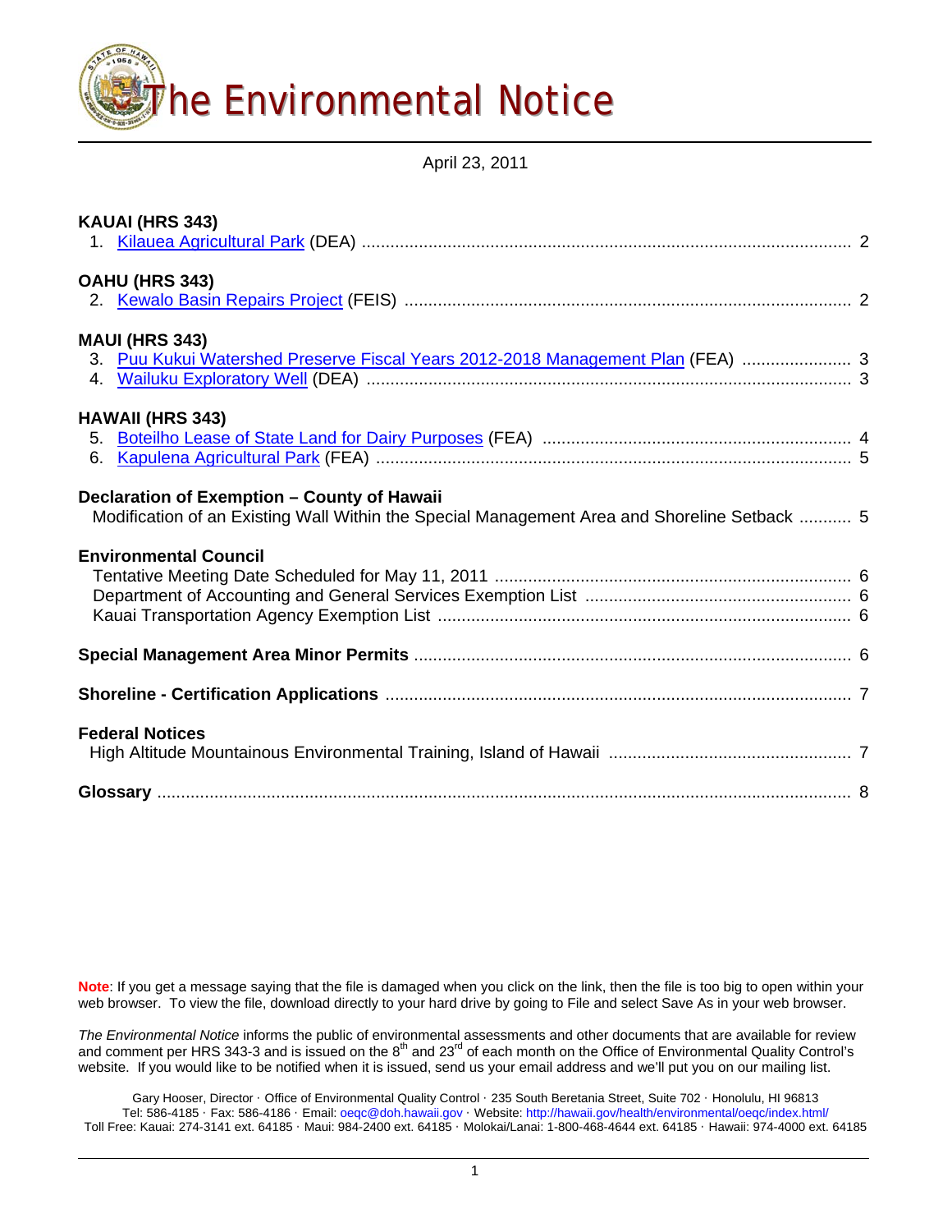# The Environmental Notice

April 23, 2011

**KAUAI (HRS 343)**

1. Kilauea Agricultural Park (DEA) ..................... 2

**OAHU (HRS 343)**

2. Kewalo Basin Repairs Project (FEIS) ..................... 2

**MAUI (HRS 343)**

3. Puu Kukui Watershed Preserve Fiscal Years 2012-2018 Management Plan (FEA) ..................... 3
4. Wailuku Exploratory Well (DEA) ..................... 3

**HAWAII (HRS 343)**

5. Boteilho Lease of State Land for Dairy Purposes (FEA) ..................... 4
6. Kapulena Agricultural Park (FEA) ..................... 5

**Declaration of Exemption – County of Hawaii**

Modification of an Existing Wall Within the Special Management Area and Shoreline Setback ........... 5

**Environmental Council**

Tentative Meeting Date Scheduled for May 11, 2011 ..................... 6
Department of Accounting and General Services Exemption List ..................... 6
Kauai Transportation Agency Exemption List ..................... 6

**Special Management Area Minor Permits** ..................... 6

**Shoreline - Certification Applications** ..................... 7

**Federal Notices**

High Altitude Mountainous Environmental Training, Island of Hawaii ..................... 7

**Glossary** ..................... 8

**Note**: If you get a message saying that the file is damaged when you click on the link, then the file is too big to open within your web browser. To view the file, download directly to your hard drive by going to File and select Save As in your web browser.

*The Environmental Notice* informs the public of environmental assessments and other documents that are available for review and comment per HRS 343-3 and is issued on the 8th and 23rd of each month on the Office of Environmental Quality Control's website. If you would like to be notified when it is issued, send us your email address and we'll put you on our mailing list.

Gary Hooser, Director · Office of Environmental Quality Control · 235 South Beretania Street, Suite 702 · Honolulu, HI 96813
Tel: 586-4185 · Fax: 586-4186 · Email: oeqc@doh.hawaii.gov · Website: http://hawaii.gov/health/environmental/oeqc/index.html/
Toll Free: Kauai: 274-3141 ext. 64185 · Maui: 984-2400 ext. 64185 · Molokai/Lanai: 1-800-468-4644 ext. 64185 · Hawaii: 974-4000 ext. 64185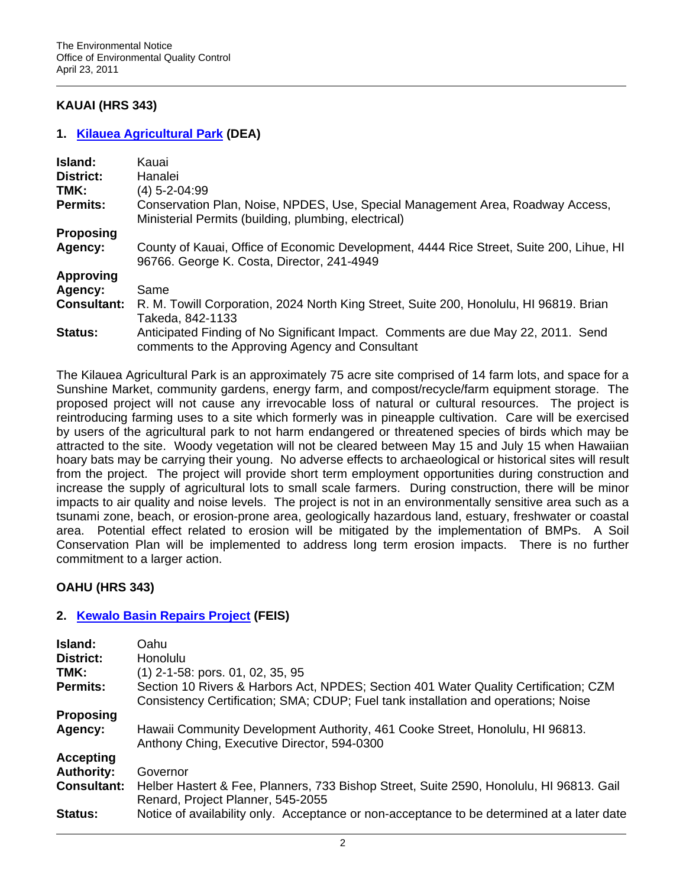## KAUAI (HRS 343)

### 1. Kilauea Agricultural Park (DEA)

| | |
|---|---|
| **Island:** | Kauai |
| **District:** | Hanalei |
| **TMK:** | (4) 5-2-04:99 |
| **Permits:** | Conservation Plan, Noise, NPDES, Use, Special Management Area, Roadway Access, Ministerial Permits (building, plumbing, electrical) |
| **Proposing Agency:** | County of Kauai, Office of Economic Development, 4444 Rice Street, Suite 200, Lihue, HI 96766. George K. Costa, Director, 241-4949 |
| **Approving Agency:** | Same |
| **Consultant:** | R. M. Towill Corporation, 2024 North King Street, Suite 200, Honolulu, HI 96819. Brian Takeda, 842-1133 |
| **Status:** | Anticipated Finding of No Significant Impact. Comments are due May 22, 2011. Send comments to the Approving Agency and Consultant |

The Kilauea Agricultural Park is an approximately 75 acre site comprised of 14 farm lots, and space for a Sunshine Market, community gardens, energy farm, and compost/recycle/farm equipment storage. The proposed project will not cause any irrevocable loss of natural or cultural resources. The project is reintroducing farming uses to a site which formerly was in pineapple cultivation. Care will be exercised by users of the agricultural park to not harm endangered or threatened species of birds which may be attracted to the site. Woody vegetation will not be cleared between May 15 and July 15 when Hawaiian hoary bats may be carrying their young. No adverse effects to archaeological or historical sites will result from the project. The project will provide short term employment opportunities during construction and increase the supply of agricultural lots to small scale farmers. During construction, there will be minor impacts to air quality and noise levels. The project is not in an environmentally sensitive area such as a tsunami zone, beach, or erosion-prone area, geologically hazardous land, estuary, freshwater or coastal area. Potential effect related to erosion will be mitigated by the implementation of BMPs. A Soil Conservation Plan will be implemented to address long term erosion impacts. There is no further commitment to a larger action.

## OAHU (HRS 343)

### 2. Kewalo Basin Repairs Project (FEIS)

| | |
|---|---|
| **Island:** | Oahu |
| **District:** | Honolulu |
| **TMK:** | (1) 2-1-58: pors. 01, 02, 35, 95 |
| **Permits:** | Section 10 Rivers & Harbors Act, NPDES; Section 401 Water Quality Certification; CZM Consistency Certification; SMA; CDUP; Fuel tank installation and operations; Noise |
| **Proposing Agency:** | Hawaii Community Development Authority, 461 Cooke Street, Honolulu, HI 96813. Anthony Ching, Executive Director, 594-0300 |
| **Accepting Authority:** | Governor |
| **Consultant:** | Helber Hastert & Fee, Planners, 733 Bishop Street, Suite 2590, Honolulu, HI 96813. Gail Renard, Project Planner, 545-2055 |
| **Status:** | Notice of availability only. Acceptance or non-acceptance to be determined at a later date |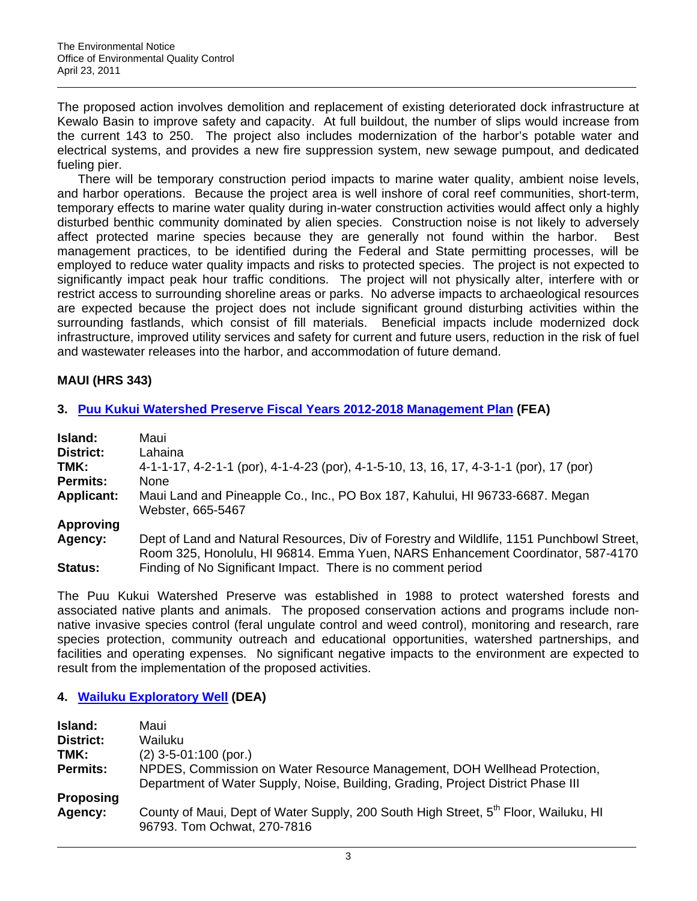The proposed action involves demolition and replacement of existing deteriorated dock infrastructure at Kewalo Basin to improve safety and capacity. At full buildout, the number of slips would increase from the current 143 to 250. The project also includes modernization of the harbor's potable water and electrical systems, and provides a new fire suppression system, new sewage pumpout, and dedicated fueling pier.

There will be temporary construction period impacts to marine water quality, ambient noise levels, and harbor operations. Because the project area is well inshore of coral reef communities, short-term, temporary effects to marine water quality during in-water construction activities would affect only a highly disturbed benthic community dominated by alien species. Construction noise is not likely to adversely affect protected marine species because they are generally not found within the harbor. Best management practices, to be identified during the Federal and State permitting processes, will be employed to reduce water quality impacts and risks to protected species. The project is not expected to significantly impact peak hour traffic conditions. The project will not physically alter, interfere with or restrict access to surrounding shoreline areas or parks. No adverse impacts to archaeological resources are expected because the project does not include significant ground disturbing activities within the surrounding fastlands, which consist of fill materials. Beneficial impacts include modernized dock infrastructure, improved utility services and safety for current and future users, reduction in the risk of fuel and wastewater releases into the harbor, and accommodation of future demand.

## MAUI (HRS 343)

### 3. Puu Kukui Watershed Preserve Fiscal Years 2012-2018 Management Plan (FEA)

| | |
|---|---|
| **Island:** | Maui |
| **District:** | Lahaina |
| **TMK:** | 4-1-1-17, 4-2-1-1 (por), 4-1-4-23 (por), 4-1-5-10, 13, 16, 17, 4-3-1-1 (por), 17 (por) |
| **Permits:** | None |
| **Applicant:** | Maui Land and Pineapple Co., Inc., PO Box 187, Kahului, HI 96733-6687. Megan Webster, 665-5467 |
| **Approving Agency:** | Dept of Land and Natural Resources, Div of Forestry and Wildlife, 1151 Punchbowl Street, Room 325, Honolulu, HI 96814. Emma Yuen, NARS Enhancement Coordinator, 587-4170 |
| **Status:** | Finding of No Significant Impact. There is no comment period |

The Puu Kukui Watershed Preserve was established in 1988 to protect watershed forests and associated native plants and animals. The proposed conservation actions and programs include non-native invasive species control (feral ungulate control and weed control), monitoring and research, rare species protection, community outreach and educational opportunities, watershed partnerships, and facilities and operating expenses. No significant negative impacts to the environment are expected to result from the implementation of the proposed activities.

### 4. Wailuku Exploratory Well (DEA)

| | |
|---|---|
| **Island:** | Maui |
| **District:** | Wailuku |
| **TMK:** | (2) 3-5-01:100 (por.) |
| **Permits:** | NPDES, Commission on Water Resource Management, DOH Wellhead Protection, Department of Water Supply, Noise, Building, Grading, Project District Phase III |
| **Proposing Agency:** | County of Maui, Dept of Water Supply, 200 South High Street, 5th Floor, Wailuku, HI 96793. Tom Ochwat, 270-7816 |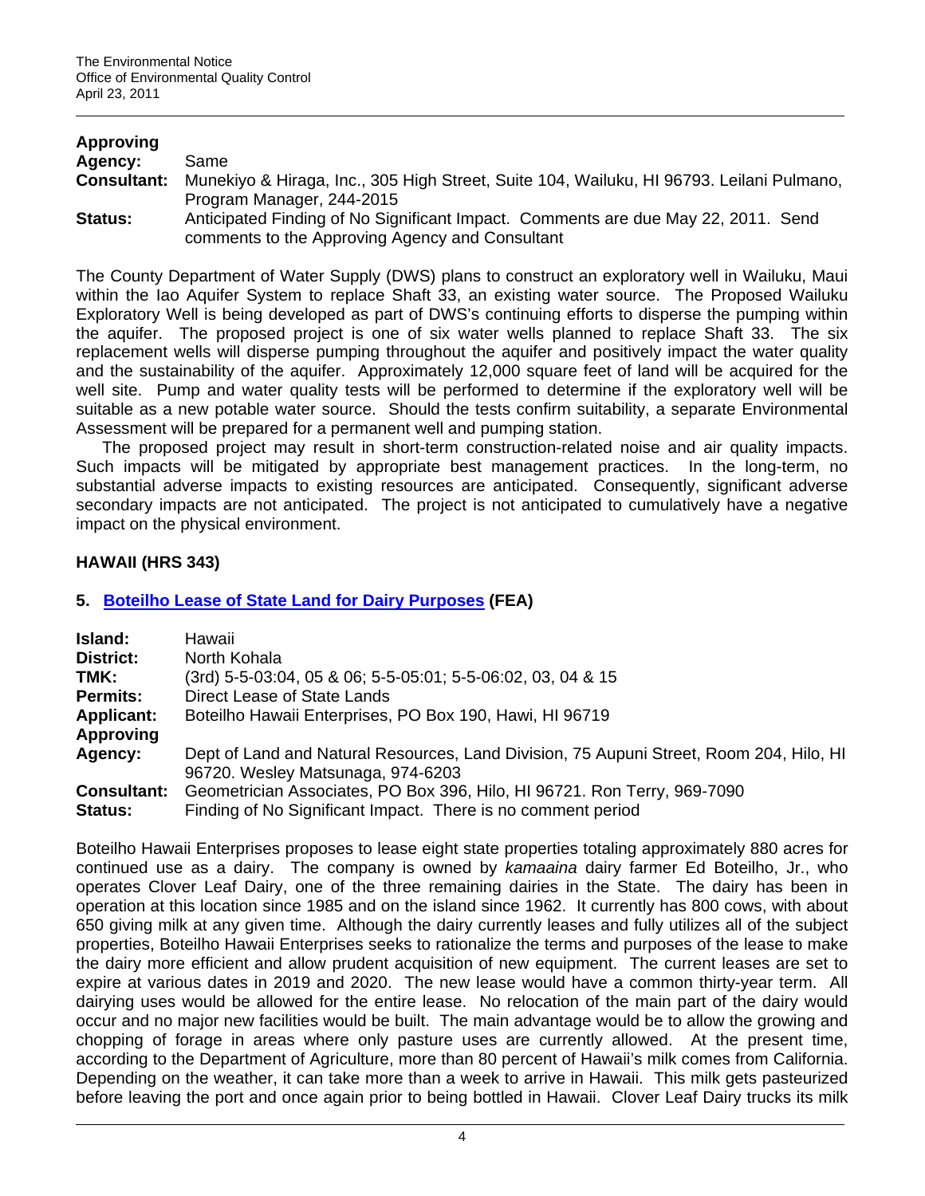**Approving Agency:** Same

**Consultant:** Munekiyo & Hiraga, Inc., 305 High Street, Suite 104, Wailuku, HI 96793. Leilani Pulmano, Program Manager, 244-2015

**Status:** Anticipated Finding of No Significant Impact. Comments are due May 22, 2011. Send comments to the Approving Agency and Consultant

The County Department of Water Supply (DWS) plans to construct an exploratory well in Wailuku, Maui within the Iao Aquifer System to replace Shaft 33, an existing water source. The Proposed Wailuku Exploratory Well is being developed as part of DWS's continuing efforts to disperse the pumping within the aquifer. The proposed project is one of six water wells planned to replace Shaft 33. The six replacement wells will disperse pumping throughout the aquifer and positively impact the water quality and the sustainability of the aquifer. Approximately 12,000 square feet of land will be acquired for the well site. Pump and water quality tests will be performed to determine if the exploratory well will be suitable as a new potable water source. Should the tests confirm suitability, a separate Environmental Assessment will be prepared for a permanent well and pumping station.

The proposed project may result in short-term construction-related noise and air quality impacts. Such impacts will be mitigated by appropriate best management practices. In the long-term, no substantial adverse impacts to existing resources are anticipated. Consequently, significant adverse secondary impacts are not anticipated. The project is not anticipated to cumulatively have a negative impact on the physical environment.

## HAWAII (HRS 343)

### 5. Boteilho Lease of State Land for Dairy Purposes (FEA)

**Island:** Hawaii

**District:** North Kohala

**TMK:** (3rd) 5-5-03:04, 05 & 06; 5-5-05:01; 5-5-06:02, 03, 04 & 15

**Permits:** Direct Lease of State Lands

**Applicant:** Boteilho Hawaii Enterprises, PO Box 190, Hawi, HI 96719

**Approving Agency:** Dept of Land and Natural Resources, Land Division, 75 Aupuni Street, Room 204, Hilo, HI 96720. Wesley Matsunaga, 974-6203

**Consultant:** Geometrician Associates, PO Box 396, Hilo, HI 96721. Ron Terry, 969-7090

**Status:** Finding of No Significant Impact. There is no comment period

Boteilho Hawaii Enterprises proposes to lease eight state properties totaling approximately 880 acres for continued use as a dairy. The company is owned by *kamaaina* dairy farmer Ed Boteilho, Jr., who operates Clover Leaf Dairy, one of the three remaining dairies in the State. The dairy has been in operation at this location since 1985 and on the island since 1962. It currently has 800 cows, with about 650 giving milk at any given time. Although the dairy currently leases and fully utilizes all of the subject properties, Boteilho Hawaii Enterprises seeks to rationalize the terms and purposes of the lease to make the dairy more efficient and allow prudent acquisition of new equipment. The current leases are set to expire at various dates in 2019 and 2020. The new lease would have a common thirty-year term. All dairying uses would be allowed for the entire lease. No relocation of the main part of the dairy would occur and no major new facilities would be built. The main advantage would be to allow the growing and chopping of forage in areas where only pasture uses are currently allowed. At the present time, according to the Department of Agriculture, more than 80 percent of Hawaii's milk comes from California. Depending on the weather, it can take more than a week to arrive in Hawaii. This milk gets pasteurized before leaving the port and once again prior to being bottled in Hawaii. Clover Leaf Dairy trucks its milk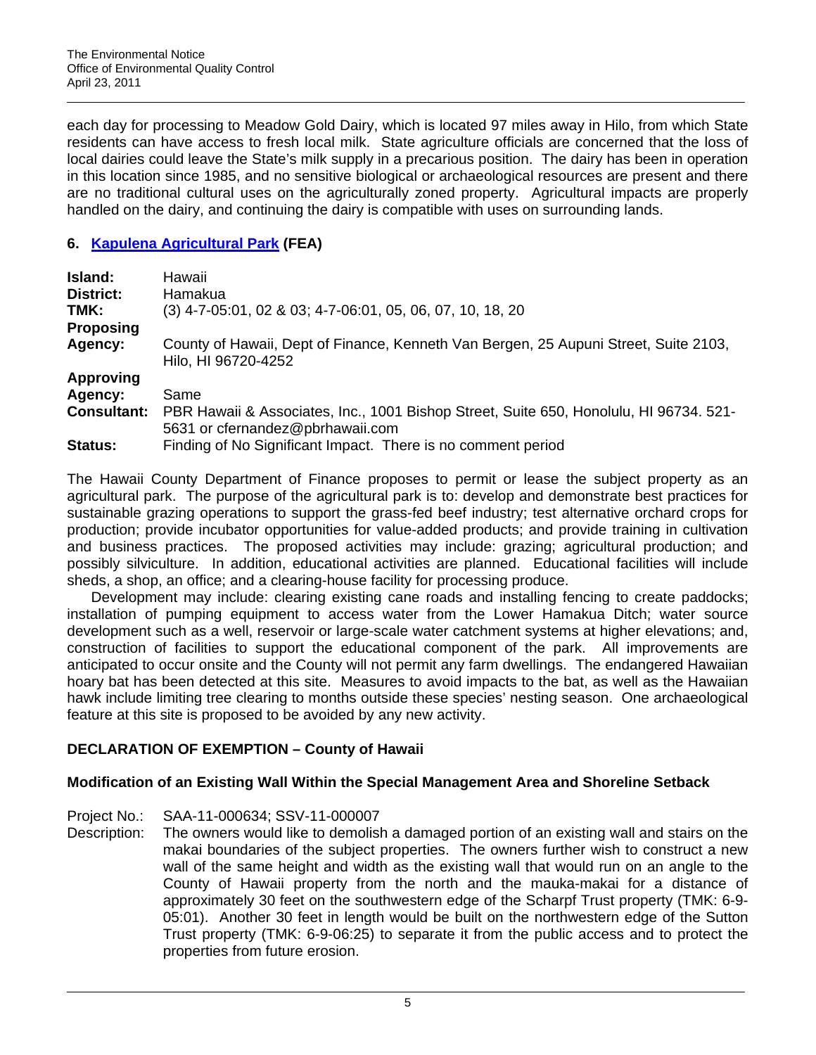each day for processing to Meadow Gold Dairy, which is located 97 miles away in Hilo, from which State residents can have access to fresh local milk. State agriculture officials are concerned that the loss of local dairies could leave the State's milk supply in a precarious position. The dairy has been in operation in this location since 1985, and no sensitive biological or archaeological resources are present and there are no traditional cultural uses on the agriculturally zoned property. Agricultural impacts are properly handled on the dairy, and continuing the dairy is compatible with uses on surrounding lands.

### 6. Kapulena Agricultural Park (FEA)

| | |
|---|---|
| **Island:** | Hawaii |
| **District:** | Hamakua |
| **TMK:** | (3) 4-7-05:01, 02 & 03; 4-7-06:01, 05, 06, 07, 10, 18, 20 |
| **Proposing Agency:** | County of Hawaii, Dept of Finance, Kenneth Van Bergen, 25 Aupuni Street, Suite 2103, Hilo, HI 96720-4252 |
| **Approving Agency:** | Same |
| **Consultant:** | PBR Hawaii & Associates, Inc., 1001 Bishop Street, Suite 650, Honolulu, HI 96734. 521-5631 or cfernandez@pbrhawaii.com |
| **Status:** | Finding of No Significant Impact. There is no comment period |

The Hawaii County Department of Finance proposes to permit or lease the subject property as an agricultural park. The purpose of the agricultural park is to: develop and demonstrate best practices for sustainable grazing operations to support the grass-fed beef industry; test alternative orchard crops for production; provide incubator opportunities for value-added products; and provide training in cultivation and business practices. The proposed activities may include: grazing; agricultural production; and possibly silviculture. In addition, educational activities are planned. Educational facilities will include sheds, a shop, an office; and a clearing-house facility for processing produce.

Development may include: clearing existing cane roads and installing fencing to create paddocks; installation of pumping equipment to access water from the Lower Hamakua Ditch; water source development such as a well, reservoir or large-scale water catchment systems at higher elevations; and, construction of facilities to support the educational component of the park. All improvements are anticipated to occur onsite and the County will not permit any farm dwellings. The endangered Hawaiian hoary bat has been detected at this site. Measures to avoid impacts to the bat, as well as the Hawaiian hawk include limiting tree clearing to months outside these species' nesting season. One archaeological feature at this site is proposed to be avoided by any new activity.

## DECLARATION OF EXEMPTION – County of Hawaii

### Modification of an Existing Wall Within the Special Management Area and Shoreline Setback

Project No.: SAA-11-000634; SSV-11-000007

Description: The owners would like to demolish a damaged portion of an existing wall and stairs on the makai boundaries of the subject properties. The owners further wish to construct a new wall of the same height and width as the existing wall that would run on an angle to the County of Hawaii property from the north and the mauka-makai for a distance of approximately 30 feet on the southwestern edge of the Scharpf Trust property (TMK: 6-9-05:01). Another 30 feet in length would be built on the northwestern edge of the Sutton Trust property (TMK: 6-9-06:25) to separate it from the public access and to protect the properties from future erosion.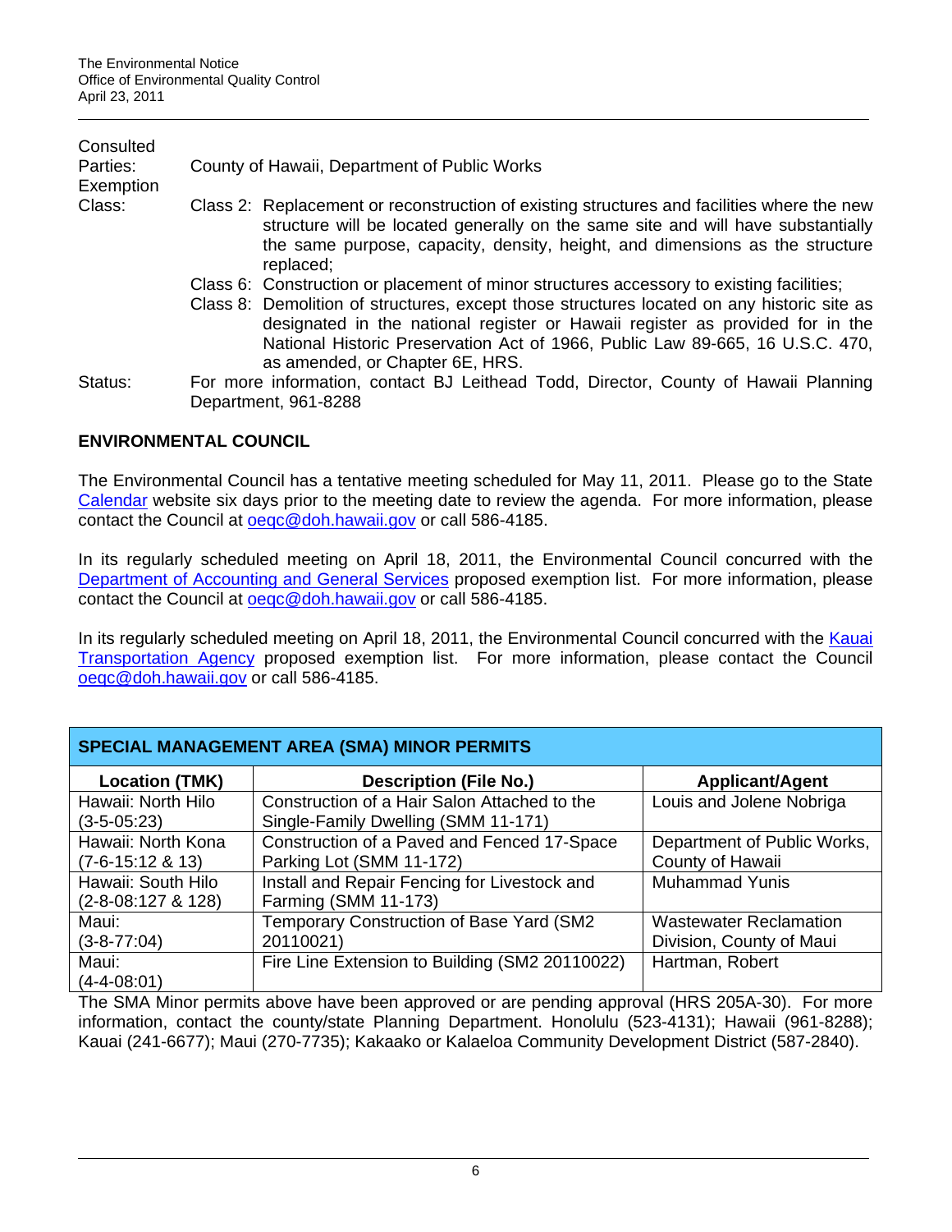Consulted Parties: County of Hawaii, Department of Public Works

Exemption Class:
Class 2: Replacement or reconstruction of existing structures and facilities where the new structure will be located generally on the same site and will have substantially the same purpose, capacity, density, height, and dimensions as the structure replaced;
Class 6: Construction or placement of minor structures accessory to existing facilities;
Class 8: Demolition of structures, except those structures located on any historic site as designated in the national register or Hawaii register as provided for in the National Historic Preservation Act of 1966, Public Law 89-665, 16 U.S.C. 470, as amended, or Chapter 6E, HRS.

Status: For more information, contact BJ Leithead Todd, Director, County of Hawaii Planning Department, 961-8288

## ENVIRONMENTAL COUNCIL

The Environmental Council has a tentative meeting scheduled for May 11, 2011. Please go to the State Calendar website six days prior to the meeting date to review the agenda. For more information, please contact the Council at oeqc@doh.hawaii.gov or call 586-4185.

In its regularly scheduled meeting on April 18, 2011, the Environmental Council concurred with the Department of Accounting and General Services proposed exemption list. For more information, please contact the Council at oeqc@doh.hawaii.gov or call 586-4185.

In its regularly scheduled meeting on April 18, 2011, the Environmental Council concurred with the Kauai Transportation Agency proposed exemption list. For more information, please contact the Council oeqc@doh.hawaii.gov or call 586-4185.

## SPECIAL MANAGEMENT AREA (SMA) MINOR PERMITS

| Location (TMK) | Description (File No.) | Applicant/Agent |
|---|---|---|
| Hawaii: North Hilo (3-5-05:23) | Construction of a Hair Salon Attached to the Single-Family Dwelling (SMM 11-171) | Louis and Jolene Nobriga |
| Hawaii: North Kona (7-6-15:12 & 13) | Construction of a Paved and Fenced 17-Space Parking Lot (SMM 11-172) | Department of Public Works, County of Hawaii |
| Hawaii: South Hilo (2-8-08:127 & 128) | Install and Repair Fencing for Livestock and Farming (SMM 11-173) | Muhammad Yunis |
| Maui: (3-8-77:04) | Temporary Construction of Base Yard (SM2 20110021) | Wastewater Reclamation Division, County of Maui |
| Maui: (4-4-08:01) | Fire Line Extension to Building (SM2 20110022) | Hartman, Robert |

The SMA Minor permits above have been approved or are pending approval (HRS 205A-30). For more information, contact the county/state Planning Department. Honolulu (523-4131); Hawaii (961-8288); Kauai (241-6677); Maui (270-7735); Kakaako or Kalaeloa Community Development District (587-2840).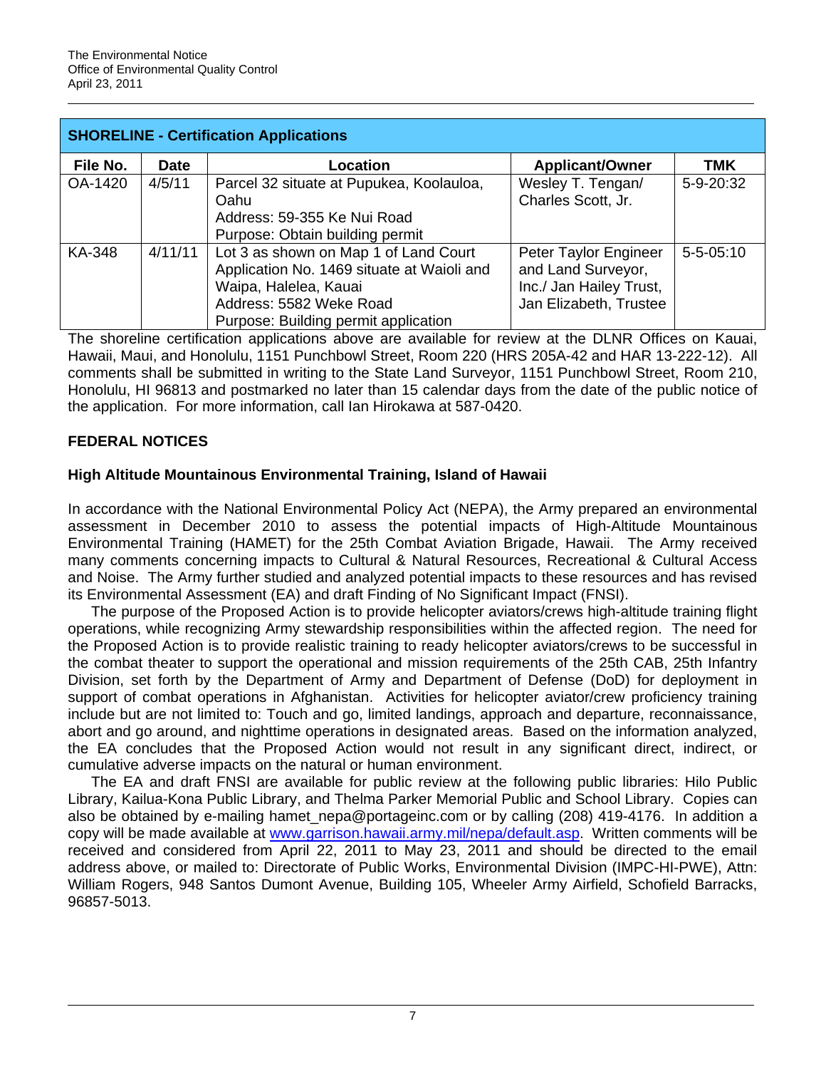## SHORELINE - Certification Applications

| File No. | Date | Location | Applicant/Owner | TMK |
|---|---|---|---|---|
| OA-1420 | 4/5/11 | Parcel 32 situate at Pupukea, Koolauloa, Oahu<br>Address: 59-355 Ke Nui Road<br>Purpose: Obtain building permit | Wesley T. Tengan/ Charles Scott, Jr. | 5-9-20:32 |
| KA-348 | 4/11/11 | Lot 3 as shown on Map 1 of Land Court Application No. 1469 situate at Waioli and Waipa, Halelea, Kauai<br>Address: 5582 Weke Road<br>Purpose: Building permit application | Peter Taylor Engineer and Land Surveyor, Inc./ Jan Hailey Trust, Jan Elizabeth, Trustee | 5-5-05:10 |

The shoreline certification applications above are available for review at the DLNR Offices on Kauai, Hawaii, Maui, and Honolulu, 1151 Punchbowl Street, Room 220 (HRS 205A-42 and HAR 13-222-12). All comments shall be submitted in writing to the State Land Surveyor, 1151 Punchbowl Street, Room 210, Honolulu, HI 96813 and postmarked no later than 15 calendar days from the date of the public notice of the application. For more information, call Ian Hirokawa at 587-0420.

## FEDERAL NOTICES

### High Altitude Mountainous Environmental Training, Island of Hawaii

In accordance with the National Environmental Policy Act (NEPA), the Army prepared an environmental assessment in December 2010 to assess the potential impacts of High-Altitude Mountainous Environmental Training (HAMET) for the 25th Combat Aviation Brigade, Hawaii. The Army received many comments concerning impacts to Cultural & Natural Resources, Recreational & Cultural Access and Noise. The Army further studied and analyzed potential impacts to these resources and has revised its Environmental Assessment (EA) and draft Finding of No Significant Impact (FNSI).

The purpose of the Proposed Action is to provide helicopter aviators/crews high-altitude training flight operations, while recognizing Army stewardship responsibilities within the affected region. The need for the Proposed Action is to provide realistic training to ready helicopter aviators/crews to be successful in the combat theater to support the operational and mission requirements of the 25th CAB, 25th Infantry Division, set forth by the Department of Army and Department of Defense (DoD) for deployment in support of combat operations in Afghanistan. Activities for helicopter aviator/crew proficiency training include but are not limited to: Touch and go, limited landings, approach and departure, reconnaissance, abort and go around, and nighttime operations in designated areas. Based on the information analyzed, the EA concludes that the Proposed Action would not result in any significant direct, indirect, or cumulative adverse impacts on the natural or human environment.

The EA and draft FNSI are available for public review at the following public libraries: Hilo Public Library, Kailua-Kona Public Library, and Thelma Parker Memorial Public and School Library. Copies can also be obtained by e-mailing hamet_nepa@portageinc.com or by calling (208) 419-4176. In addition a copy will be made available at www.garrison.hawaii.army.mil/nepa/default.asp. Written comments will be received and considered from April 22, 2011 to May 23, 2011 and should be directed to the email address above, or mailed to: Directorate of Public Works, Environmental Division (IMPC-HI-PWE), Attn: William Rogers, 948 Santos Dumont Avenue, Building 105, Wheeler Army Airfield, Schofield Barracks, 96857-5013.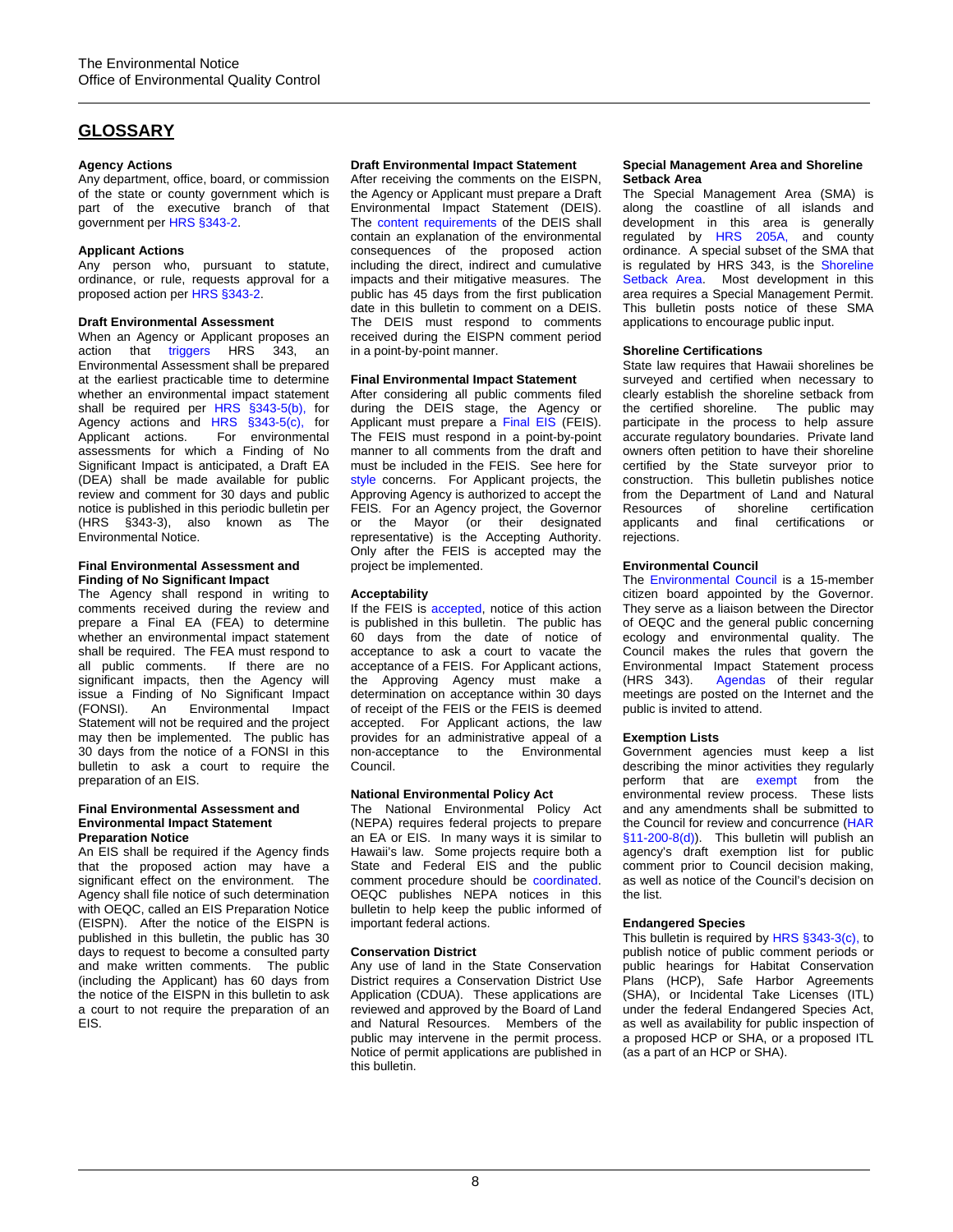## GLOSSARY

**Agency Actions**
Any department, office, board, or commission of the state or county government which is part of the executive branch of that government per HRS §343-2.

**Applicant Actions**
Any person who, pursuant to statute, ordinance, or rule, requests approval for a proposed action per HRS §343-2.

**Draft Environmental Assessment**
When an Agency or Applicant proposes an action that triggers HRS 343, an Environmental Assessment shall be prepared at the earliest practicable time to determine whether an environmental impact statement shall be required per HRS §343-5(b), for Agency actions and HRS §343-5(c), for Applicant actions. For environmental assessments for which a Finding of No Significant Impact is anticipated, a Draft EA (DEA) shall be made available for public review and comment for 30 days and public notice is published in this periodic bulletin per (HRS §343-3), also known as The Environmental Notice.

**Final Environmental Assessment and Finding of No Significant Impact**
The Agency shall respond in writing to comments received during the review and prepare a Final EA (FEA) to determine whether an environmental impact statement shall be required. The FEA must respond to all public comments. If there are no significant impacts, then the Agency will issue a Finding of No Significant Impact (FONSI). An Environmental Impact Statement will not be required and the project may then be implemented. The public has 30 days from the notice of a FONSI in this bulletin to ask a court to require the preparation of an EIS.

**Final Environmental Assessment and Environmental Impact Statement Preparation Notice**
An EIS shall be required if the Agency finds that the proposed action may have a significant effect on the environment. The Agency shall file notice of such determination with OEQC, called an EIS Preparation Notice (EISPN). After the notice of the EISPN is published in this bulletin, the public has 30 days to request to become a consulted party and make written comments. The public (including the Applicant) has 60 days from the notice of the EISPN in this bulletin to ask a court to not require the preparation of an EIS.

**Draft Environmental Impact Statement**
After receiving the comments on the EISPN, the Agency or Applicant must prepare a Draft Environmental Impact Statement (DEIS). The content requirements of the DEIS shall contain an explanation of the environmental consequences of the proposed action including the direct, indirect and cumulative impacts and their mitigative measures. The public has 45 days from the first publication date in this bulletin to comment on a DEIS. The DEIS must respond to comments received during the EISPN comment period in a point-by-point manner.

**Final Environmental Impact Statement**
After considering all public comments filed during the DEIS stage, the Agency or Applicant must prepare a Final EIS (FEIS). The FEIS must respond in a point-by-point manner to all comments from the draft and must be included in the FEIS. See here for style concerns. For Applicant projects, the Approving Agency is authorized to accept the FEIS. For an Agency project, the Governor or the Mayor (or their designated representative) is the Accepting Authority. Only after the FEIS is accepted may the project be implemented.

**Acceptability**
If the FEIS is accepted, notice of this action is published in this bulletin. The public has 60 days from the date of notice of acceptance to ask a court to vacate the acceptance of a FEIS. For Applicant actions, the Approving Agency must make a determination on acceptance within 30 days of receipt of the FEIS or the FEIS is deemed accepted. For Applicant actions, the law provides for an administrative appeal of a non-acceptance to the Environmental Council.

**National Environmental Policy Act**
The National Environmental Policy Act (NEPA) requires federal projects to prepare an EA or EIS. In many ways it is similar to Hawaii's law. Some projects require both a State and Federal EIS and the public comment procedure should be coordinated. OEQC publishes NEPA notices in this bulletin to help keep the public informed of important federal actions.

**Conservation District**
Any use of land in the State Conservation District requires a Conservation District Use Application (CDUA). These applications are reviewed and approved by the Board of Land and Natural Resources. Members of the public may intervene in the permit process. Notice of permit applications are published in this bulletin.

**Special Management Area and Shoreline Setback Area**
The Special Management Area (SMA) is along the coastline of all islands and development in this area is generally regulated by HRS 205A, and county ordinance. A special subset of the SMA that is regulated by HRS 343, is the Shoreline Setback Area. Most development in this area requires a Special Management Permit. This bulletin posts notice of these SMA applications to encourage public input.

**Shoreline Certifications**
State law requires that Hawaii shorelines be surveyed and certified when necessary to clearly establish the shoreline setback from the certified shoreline. The public may participate in the process to help assure accurate regulatory boundaries. Private land owners often petition to have their shoreline certified by the State surveyor prior to construction. This bulletin publishes notice from the Department of Land and Natural Resources of shoreline certification applicants and final certifications or rejections.

**Environmental Council**
The Environmental Council is a 15-member citizen board appointed by the Governor. They serve as a liaison between the Director of OEQC and the general public concerning ecology and environmental quality. The Council makes the rules that govern the Environmental Impact Statement process (HRS 343). Agendas of their regular meetings are posted on the Internet and the public is invited to attend.

**Exemption Lists**
Government agencies must keep a list describing the minor activities they regularly perform that are exempt from the environmental review process. These lists and any amendments shall be submitted to the Council for review and concurrence (HAR §11-200-8(d)). This bulletin will publish an agency's draft exemption list for public comment prior to Council decision making, as well as notice of the Council's decision on the list.

**Endangered Species**
This bulletin is required by HRS §343-3(c), to publish notice of public comment periods or public hearings for Habitat Conservation Plans (HCP), Safe Harbor Agreements (SHA), or Incidental Take Licenses (ITL) under the federal Endangered Species Act, as well as availability for public inspection of a proposed HCP or SHA, or a proposed ITL (as a part of an HCP or SHA).